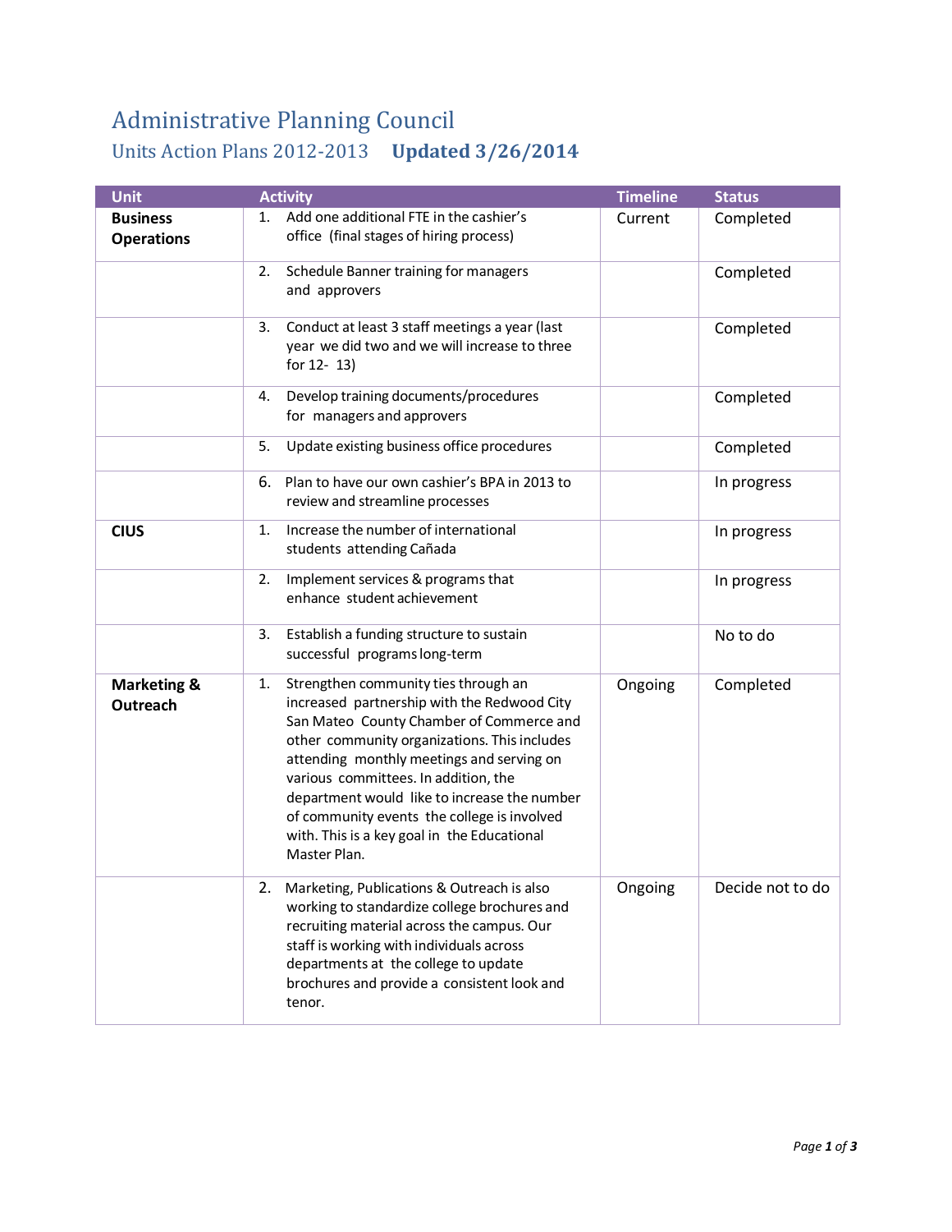# Administrative Planning Council

## Units Action Plans 2012-2013 **Updated 3/26/2014**

| Unit | Activity | Timeline | Status |
|---|---|---|---|
| **Business Operations** | 1. Add one additional FTE in the cashier's office (final stages of hiring process) | Current | Completed |
| | 2. Schedule Banner training for managers and approvers | | Completed |
| | 3. Conduct at least 3 staff meetings a year (last year we did two and we will increase to three for 12- 13) | | Completed |
| | 4. Develop training documents/procedures for managers and approvers | | Completed |
| | 5. Update existing business office procedures | | Completed |
| | 6. Plan to have our own cashier's BPA in 2013 to review and streamline processes | | In progress |
| **CIUS** | 1. Increase the number of international students attending Cañada | | In progress |
| | 2. Implement services & programs that enhance student achievement | | In progress |
| | 3. Establish a funding structure to sustain successful programs long-term | | No to do |
| **Marketing & Outreach** | 1. Strengthen community ties through an increased partnership with the Redwood City San Mateo County Chamber of Commerce and other community organizations. This includes attending monthly meetings and serving on various committees. In addition, the department would like to increase the number of community events the college is involved with. This is a key goal in the Educational Master Plan. | Ongoing | Completed |
| | 2. Marketing, Publications & Outreach is also working to standardize college brochures and recruiting material across the campus. Our staff is working with individuals across departments at the college to update brochures and provide a consistent look and tenor. | Ongoing | Decide not to do |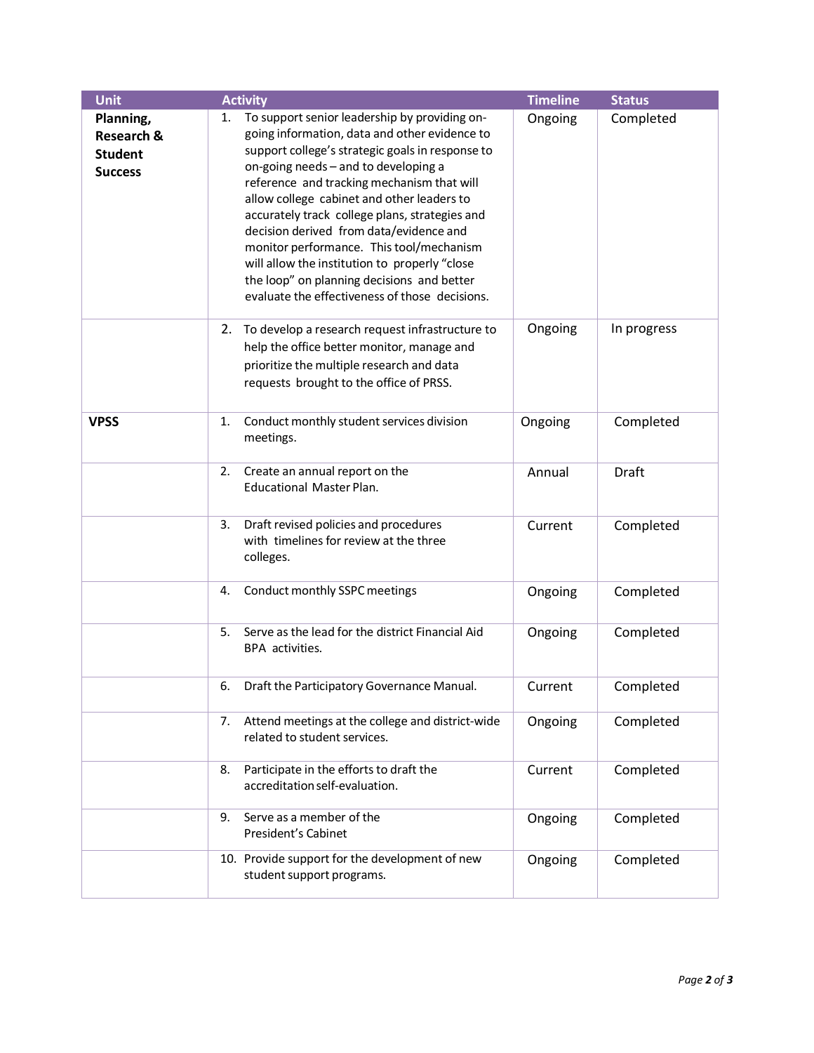| Unit | Activity | Timeline | Status |
| --- | --- | --- | --- |
| **Planning, Research & Student Success** | 1. To support senior leadership by providing on-going information, data and other evidence to support college's strategic goals in response to on-going needs – and to developing a reference and tracking mechanism that will allow college cabinet and other leaders to accurately track college plans, strategies and decision derived from data/evidence and monitor performance. This tool/mechanism will allow the institution to properly "close the loop" on planning decisions and better evaluate the effectiveness of those decisions. | Ongoing | Completed |
| | 2. To develop a research request infrastructure to help the office better monitor, manage and prioritize the multiple research and data requests brought to the office of PRSS. | Ongoing | In progress |
| **VPSS** | 1. Conduct monthly student services division meetings. | Ongoing | Completed |
| | 2. Create an annual report on the Educational Master Plan. | Annual | Draft |
| | 3. Draft revised policies and procedures with timelines for review at the three colleges. | Current | Completed |
| | 4. Conduct monthly SSPC meetings | Ongoing | Completed |
| | 5. Serve as the lead for the district Financial Aid BPA activities. | Ongoing | Completed |
| | 6. Draft the Participatory Governance Manual. | Current | Completed |
| | 7. Attend meetings at the college and district-wide related to student services. | Ongoing | Completed |
| | 8. Participate in the efforts to draft the accreditation self-evaluation. | Current | Completed |
| | 9. Serve as a member of the President's Cabinet | Ongoing | Completed |
| | 10. Provide support for the development of new student support programs. | Ongoing | Completed |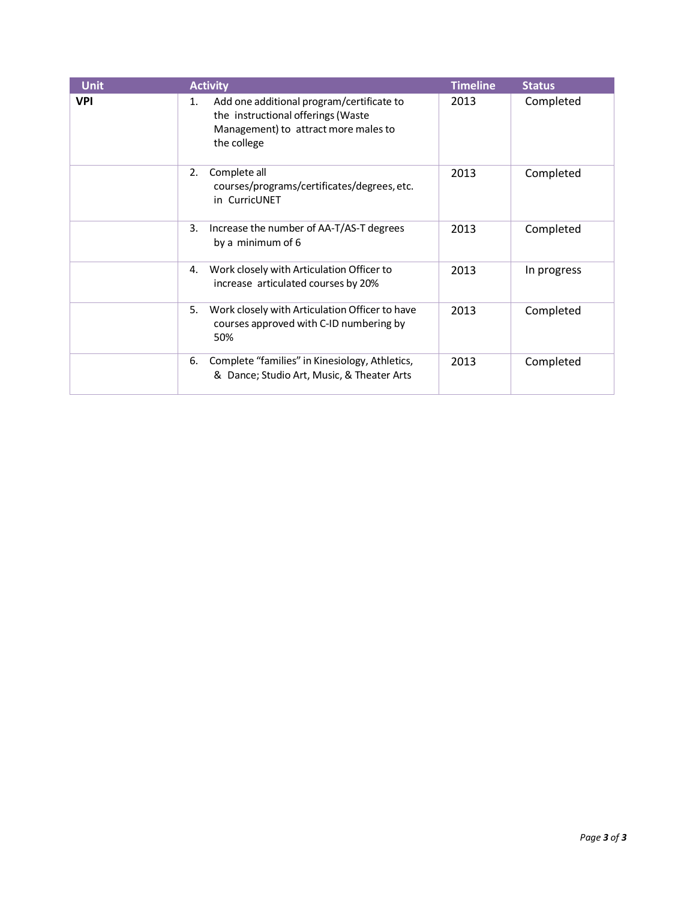| Unit | Activity | Timeline | Status |
|---|---|---|---|
| **VPI** | 1. Add one additional program/certificate to the instructional offerings (Waste Management) to attract more males to the college | 2013 | Completed |
| | 2. Complete all courses/programs/certificates/degrees, etc. in CurricUNET | 2013 | Completed |
| | 3. Increase the number of AA-T/AS-T degrees by a minimum of 6 | 2013 | Completed |
| | 4. Work closely with Articulation Officer to increase articulated courses by 20% | 2013 | In progress |
| | 5. Work closely with Articulation Officer to have courses approved with C-ID numbering by 50% | 2013 | Completed |
| | 6. Complete "families" in Kinesiology, Athletics, & Dance; Studio Art, Music, & Theater Arts | 2013 | Completed |